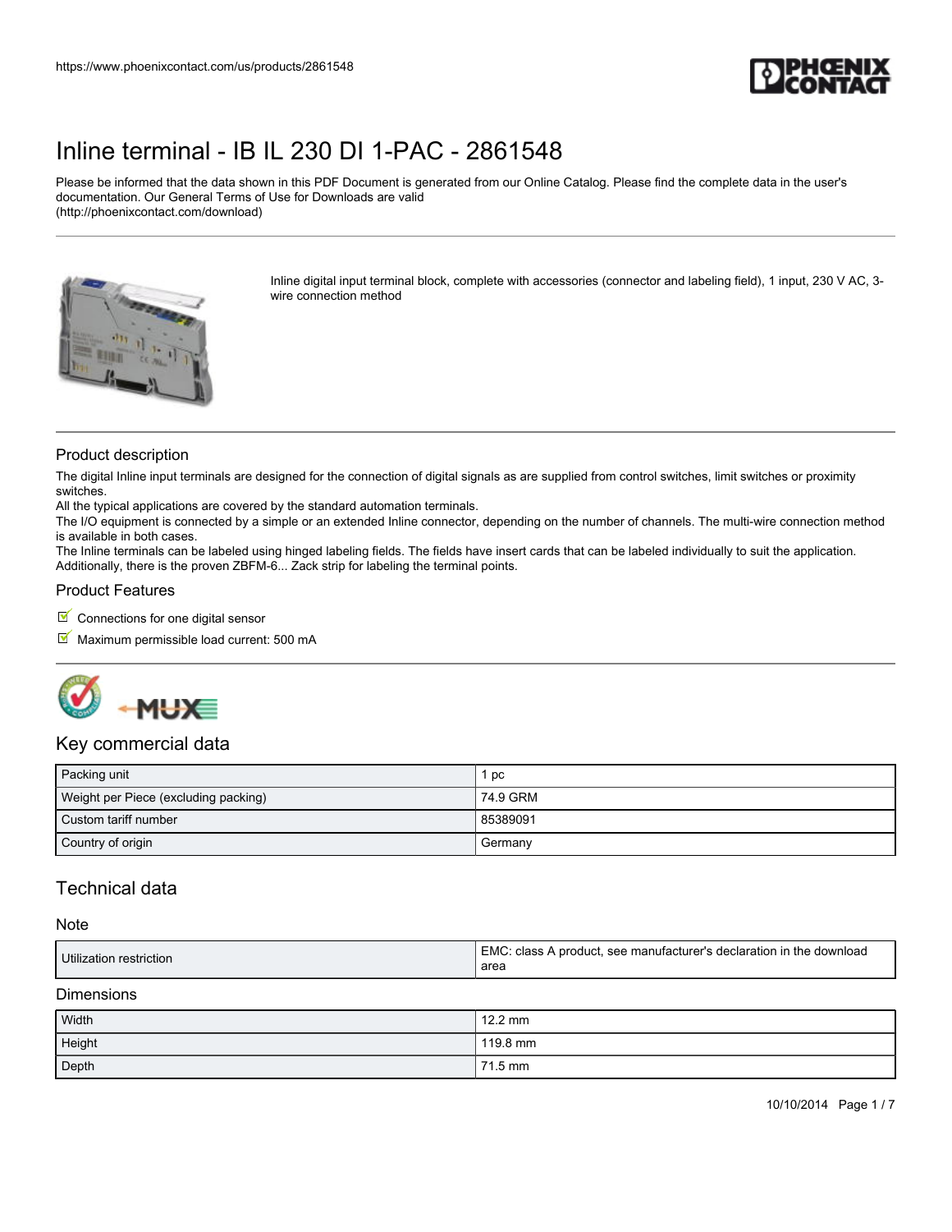# Inline terminal - IB IL 230 DI 1-PAC - 2861548

Please be informed that the data shown in this PDF Document is generated from our Online Catalog. Please find the complete data in the user's documentation. Our General Terms of Use for Downloads are valid (http://phoenixcontact.com/download)

Inline digital input terminal block, complete with accessories (connector and labeling field), 1 input, 230 V AC, 3-wire connection method

## Product description

The digital Inline input terminals are designed for the connection of digital signals as are supplied from control switches, limit switches or proximity switches.
All the typical applications are covered by the standard automation terminals.
The I/O equipment is connected by a simple or an extended Inline connector, depending on the number of channels. The multi-wire connection method is available in both cases.
The Inline terminals can be labeled using hinged labeling fields. The fields have insert cards that can be labeled individually to suit the application. Additionally, there is the proven ZBFM-6... Zack strip for labeling the terminal points.

## Product Features

- Connections for one digital sensor
- Maximum permissible load current: 500 mA

## Key commercial data

| | |
|---|---|
| Packing unit | 1 pc |
| Weight per Piece (excluding packing) | 74.9 GRM |
| Custom tariff number | 85389091 |
| Country of origin | Germany |

## Technical data

### Note

| | |
|---|---|
| Utilization restriction | EMC: class A product, see manufacturer's declaration in the download area |

### Dimensions

| | |
|---|---|
| Width | 12.2 mm |
| Height | 119.8 mm |
| Depth | 71.5 mm |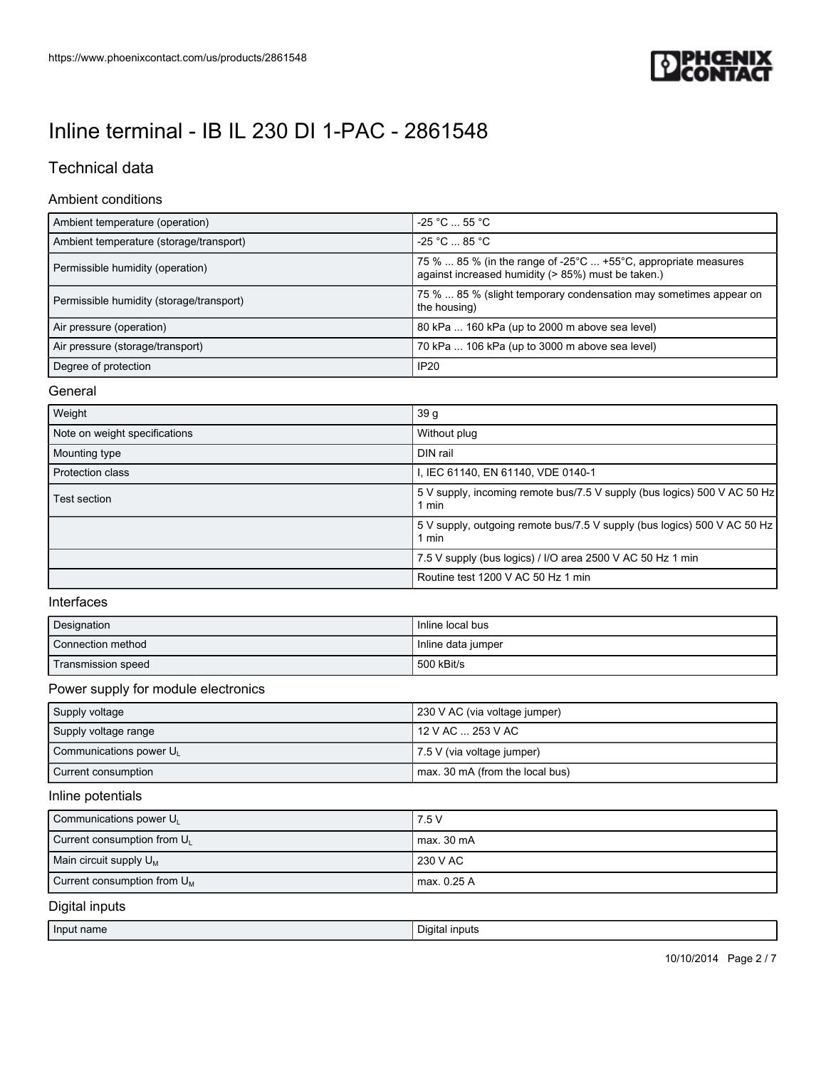# Inline terminal - IB IL 230 DI 1-PAC - 2861548

## Technical data

### Ambient conditions

| | |
|---|---|
| Ambient temperature (operation) | -25 °C ... 55 °C |
| Ambient temperature (storage/transport) | -25 °C ... 85 °C |
| Permissible humidity (operation) | 75 % ... 85 % (in the range of -25°C ... +55°C, appropriate measures against increased humidity (> 85%) must be taken.) |
| Permissible humidity (storage/transport) | 75 % ... 85 % (slight temporary condensation may sometimes appear on the housing) |
| Air pressure (operation) | 80 kPa ... 160 kPa (up to 2000 m above sea level) |
| Air pressure (storage/transport) | 70 kPa ... 106 kPa (up to 3000 m above sea level) |
| Degree of protection | IP20 |

### General

| | |
|---|---|
| Weight | 39 g |
| Note on weight specifications | Without plug |
| Mounting type | DIN rail |
| Protection class | I, IEC 61140, EN 61140, VDE 0140-1 |
| Test section | 5 V supply, incoming remote bus/7.5 V supply (bus logics) 500 V AC 50 Hz 1 min |
| | 5 V supply, outgoing remote bus/7.5 V supply (bus logics) 500 V AC 50 Hz 1 min |
| | 7.5 V supply (bus logics) / I/O area 2500 V AC 50 Hz 1 min |
| | Routine test 1200 V AC 50 Hz 1 min |

### Interfaces

| | |
|---|---|
| Designation | Inline local bus |
| Connection method | Inline data jumper |
| Transmission speed | 500 kBit/s |

### Power supply for module electronics

| | |
|---|---|
| Supply voltage | 230 V AC (via voltage jumper) |
| Supply voltage range | 12 V AC ... 253 V AC |
| Communications power $U_L$ | 7.5 V (via voltage jumper) |
| Current consumption | max. 30 mA (from the local bus) |

### Inline potentials

| | |
|---|---|
| Communications power $U_L$ | 7.5 V |
| Current consumption from $U_L$ | max. 30 mA |
| Main circuit supply $U_M$ | 230 V AC |
| Current consumption from $U_M$ | max. 0.25 A |

### Digital inputs

| | |
|---|---|
| Input name | Digital inputs |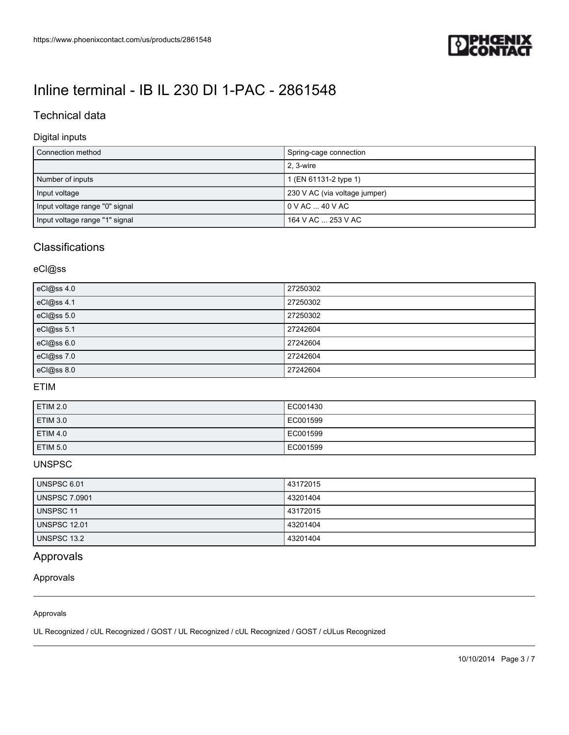# Inline terminal - IB IL 230 DI 1-PAC - 2861548

## Technical data

### Digital inputs

| | |
|---|---|
| Connection method | Spring-cage connection |
| | 2, 3-wire |
| Number of inputs | 1 (EN 61131-2 type 1) |
| Input voltage | 230 V AC (via voltage jumper) |
| Input voltage range "0" signal | 0 V AC ... 40 V AC |
| Input voltage range "1" signal | 164 V AC ... 253 V AC |

## Classifications

### eCl@ss

| | |
|---|---|
| eCl@ss 4.0 | 27250302 |
| eCl@ss 4.1 | 27250302 |
| eCl@ss 5.0 | 27250302 |
| eCl@ss 5.1 | 27242604 |
| eCl@ss 6.0 | 27242604 |
| eCl@ss 7.0 | 27242604 |
| eCl@ss 8.0 | 27242604 |

### ETIM

| | |
|---|---|
| ETIM 2.0 | EC001430 |
| ETIM 3.0 | EC001599 |
| ETIM 4.0 | EC001599 |
| ETIM 5.0 | EC001599 |

### UNSPSC

| | |
|---|---|
| UNSPSC 6.01 | 43172015 |
| UNSPSC 7.0901 | 43201404 |
| UNSPSC 11 | 43172015 |
| UNSPSC 12.01 | 43201404 |
| UNSPSC 13.2 | 43201404 |

## Approvals

### Approvals

Approvals

UL Recognized / cUL Recognized / GOST / UL Recognized / cUL Recognized / GOST / cULus Recognized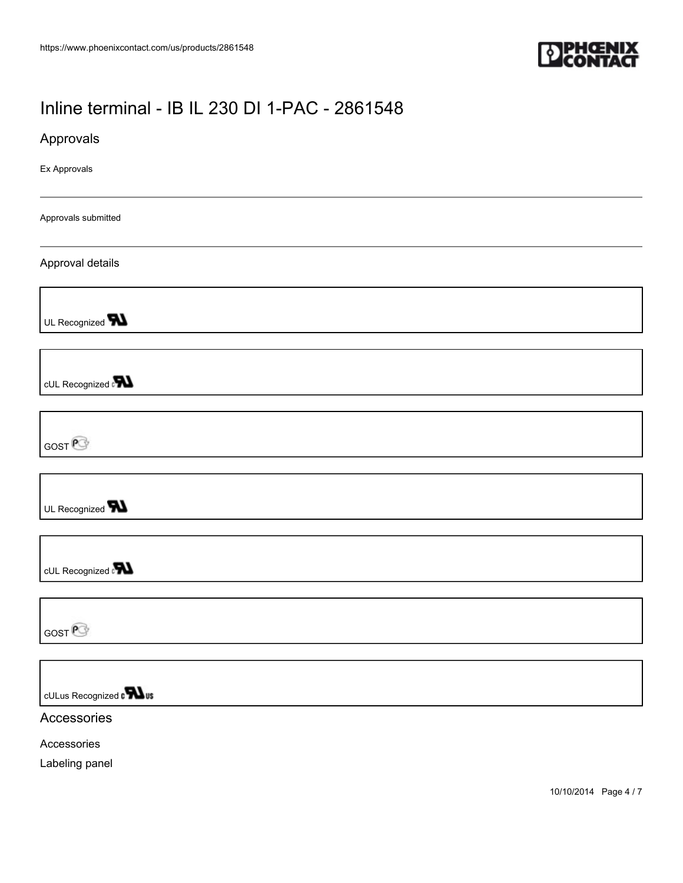# Inline terminal - IB IL 230 DI 1-PAC - 2861548

## Approvals

Ex Approvals

Approvals submitted

### Approval details

UL Recognized

cUL Recognized

GOST

UL Recognized

cUL Recognized

GOST

cULus Recognized

## Accessories

Accessories

Labeling panel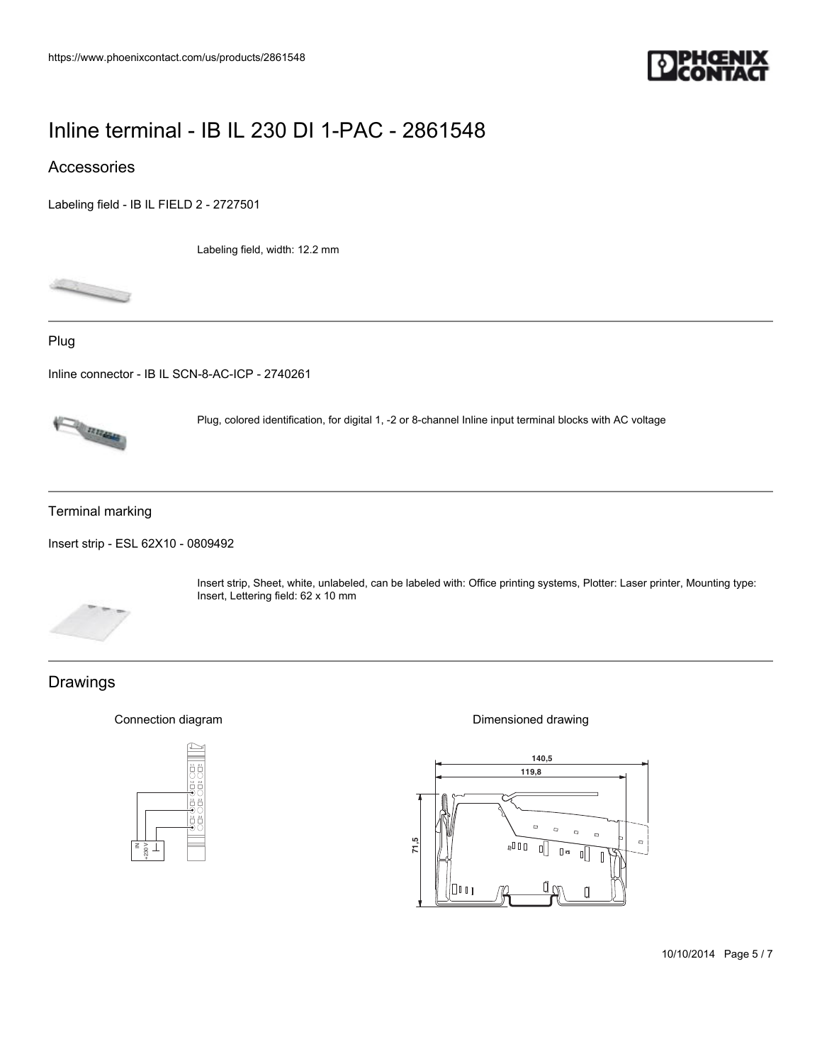# Inline terminal - IB IL 230 DI 1-PAC - 2861548

## Accessories

Labeling field - IB IL FIELD 2 - 2727501

Labeling field, width: 12.2 mm

---

### Plug

Inline connector - IB IL SCN-8-AC-ICP - 2740261

Plug, colored identification, for digital 1, -2 or 8-channel Inline input terminal blocks with AC voltage

---

### Terminal marking

Insert strip - ESL 62X10 - 0809492

Insert strip, Sheet, white, unlabeled, can be labeled with: Office printing systems, Plotter: Laser printer, Mounting type: Insert, Lettering field: 62 x 10 mm

---

## Drawings

Connection diagram

Dimensioned drawing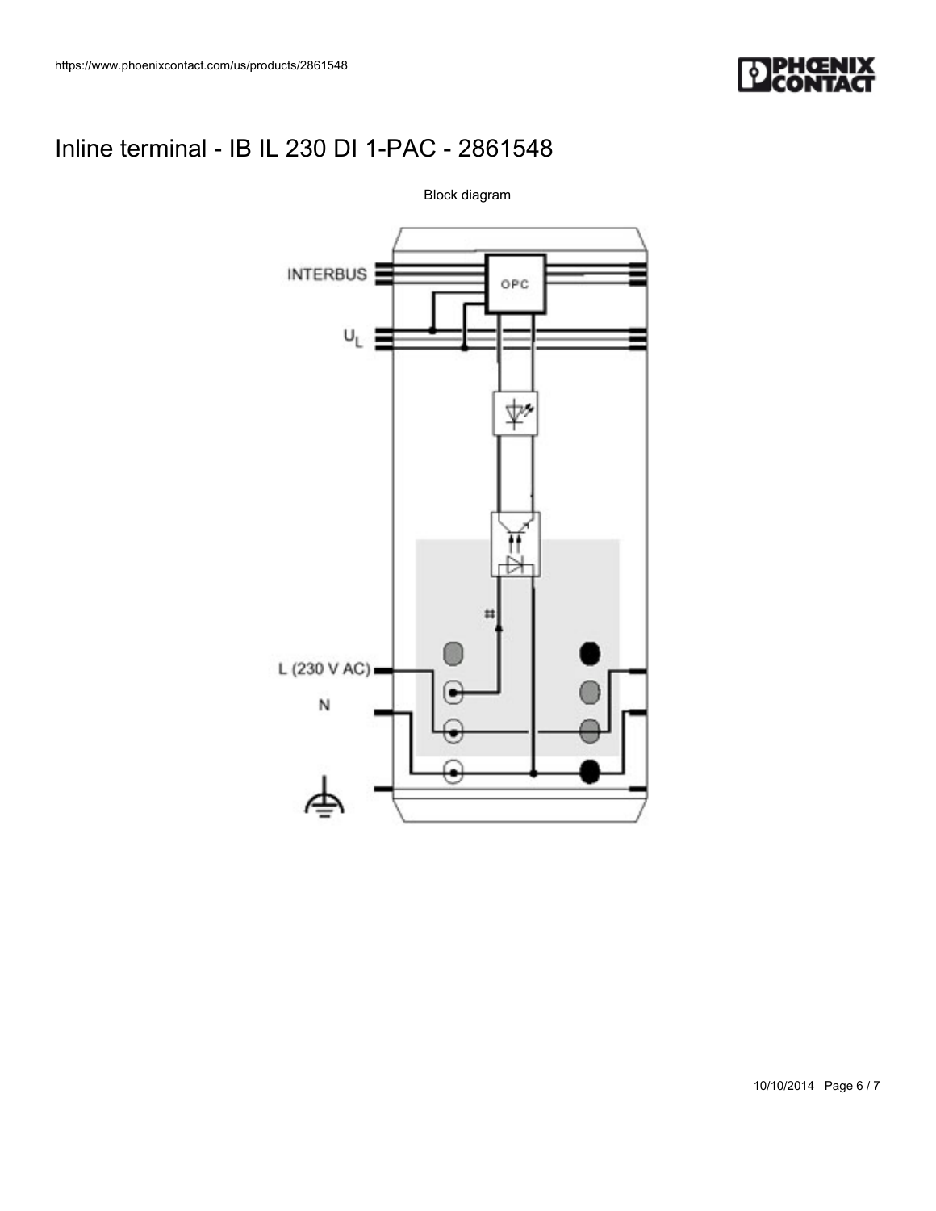# Inline terminal - IB IL 230 DI 1-PAC - 2861548

Block diagram

INTERBUS

OPC

$U_L$

L (230 V AC)

N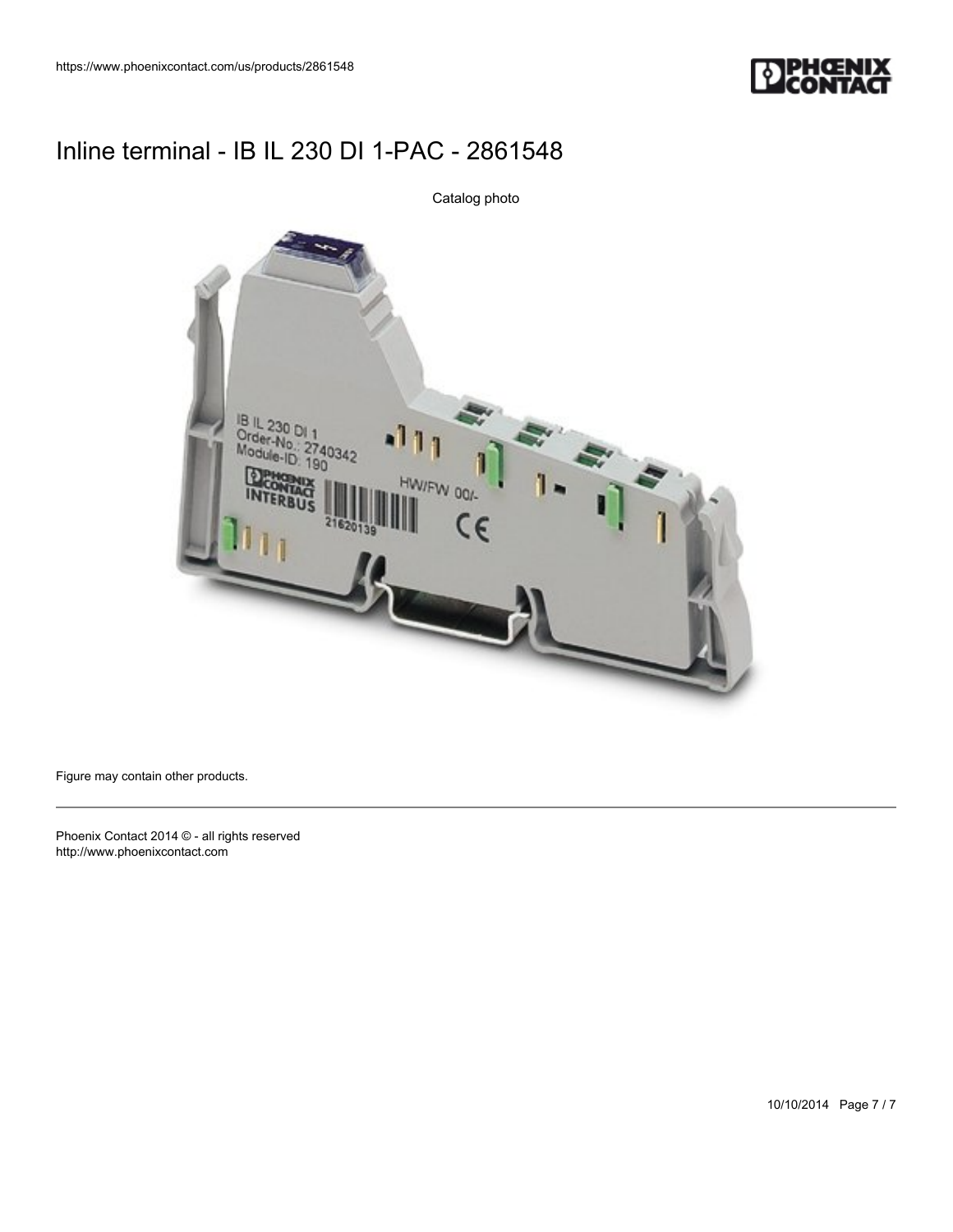# Inline terminal - IB IL 230 DI 1-PAC - 2861548

Catalog photo

Figure may contain other products.

Phoenix Contact 2014 © - all rights reserved
http://www.phoenixcontact.com